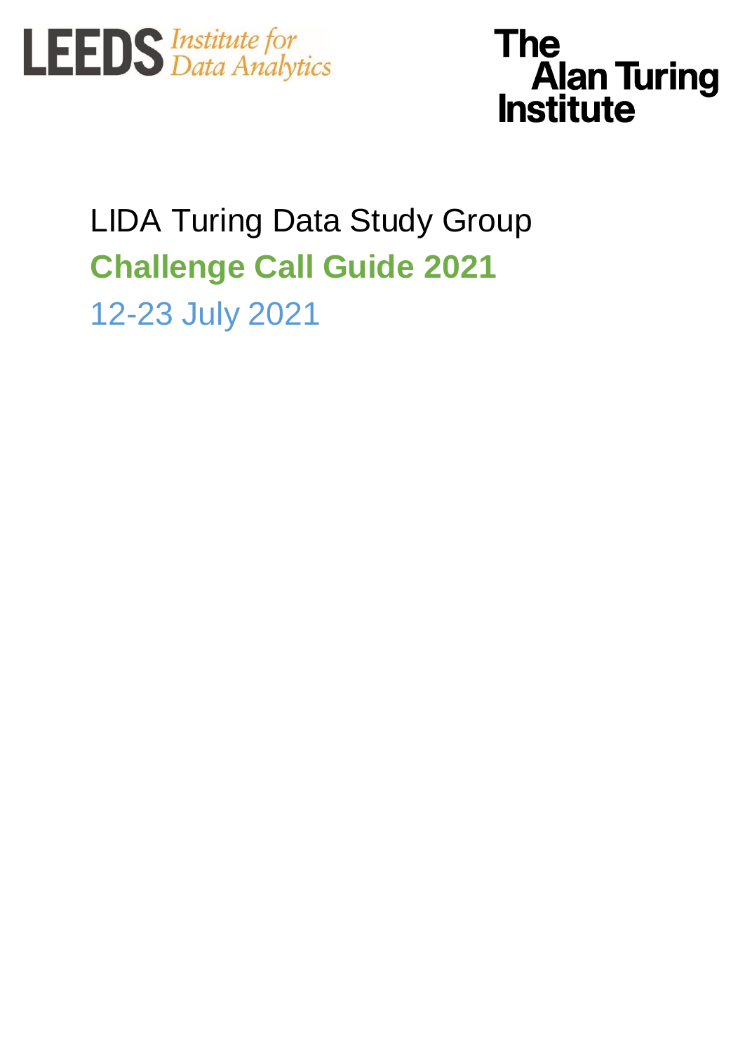LEEDS Institute for Data Analytics

The Alan Turing Institute

# LIDA Turing Data Study Group

## Challenge Call Guide 2021

12-23 July 2021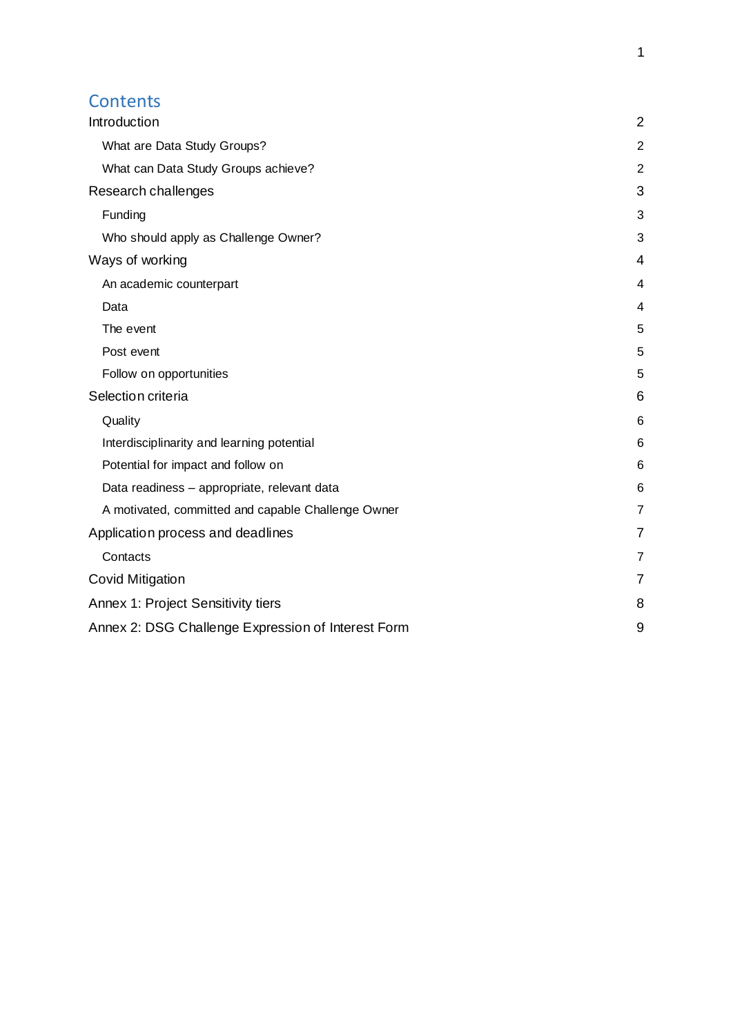# Contents

| | |
|---|---|
| Introduction | 2 |
| What are Data Study Groups? | 2 |
| What can Data Study Groups achieve? | 2 |
| Research challenges | 3 |
| Funding | 3 |
| Who should apply as Challenge Owner? | 3 |
| Ways of working | 4 |
| An academic counterpart | 4 |
| Data | 4 |
| The event | 5 |
| Post event | 5 |
| Follow on opportunities | 5 |
| Selection criteria | 6 |
| Quality | 6 |
| Interdisciplinarity and learning potential | 6 |
| Potential for impact and follow on | 6 |
| Data readiness – appropriate, relevant data | 6 |
| A motivated, committed and capable Challenge Owner | 7 |
| Application process and deadlines | 7 |
| Contacts | 7 |
| Covid Mitigation | 7 |
| Annex 1: Project Sensitivity tiers | 8 |
| Annex 2: DSG Challenge Expression of Interest Form | 9 |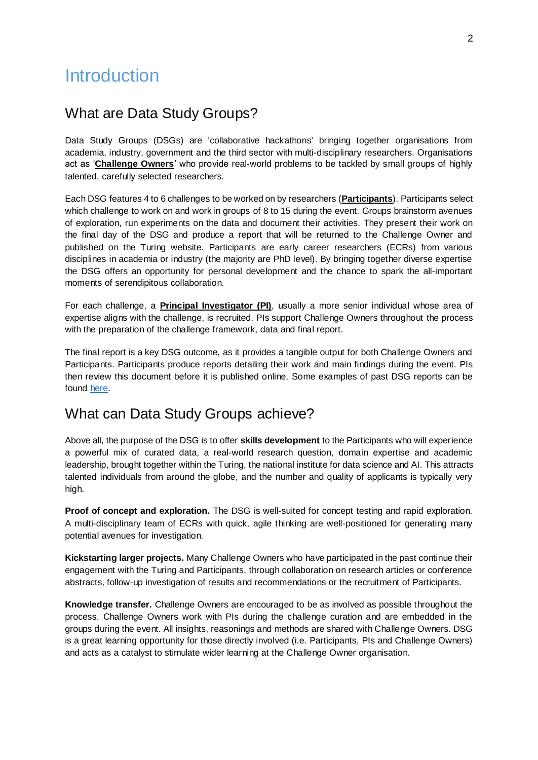# Introduction

## What are Data Study Groups?

Data Study Groups (DSGs) are 'collaborative hackathons' bringing together organisations from academia, industry, government and the third sector with multi-disciplinary researchers. Organisations act as '**Challenge Owners**' who provide real-world problems to be tackled by small groups of highly talented, carefully selected researchers.

Each DSG features 4 to 6 challenges to be worked on by researchers (**Participants**). Participants select which challenge to work on and work in groups of 8 to 15 during the event. Groups brainstorm avenues of exploration, run experiments on the data and document their activities. They present their work on the final day of the DSG and produce a report that will be returned to the Challenge Owner and published on the Turing website. Participants are early career researchers (ECRs) from various disciplines in academia or industry (the majority are PhD level). By bringing together diverse expertise the DSG offers an opportunity for personal development and the chance to spark the all-important moments of serendipitous collaboration.

For each challenge, a **Principal Investigator (PI)**, usually a more senior individual whose area of expertise aligns with the challenge, is recruited. PIs support Challenge Owners throughout the process with the preparation of the challenge framework, data and final report.

The final report is a key DSG outcome, as it provides a tangible output for both Challenge Owners and Participants. Participants produce reports detailing their work and main findings during the event. PIs then review this document before it is published online. Some examples of past DSG reports can be found here.

## What can Data Study Groups achieve?

Above all, the purpose of the DSG is to offer **skills development** to the Participants who will experience a powerful mix of curated data, a real-world research question, domain expertise and academic leadership, brought together within the Turing, the national institute for data science and AI. This attracts talented individuals from around the globe, and the number and quality of applicants is typically very high.

**Proof of concept and exploration.** The DSG is well-suited for concept testing and rapid exploration. A multi-disciplinary team of ECRs with quick, agile thinking are well-positioned for generating many potential avenues for investigation.

**Kickstarting larger projects.** Many Challenge Owners who have participated in the past continue their engagement with the Turing and Participants, through collaboration on research articles or conference abstracts, follow-up investigation of results and recommendations or the recruitment of Participants.

**Knowledge transfer.** Challenge Owners are encouraged to be as involved as possible throughout the process. Challenge Owners work with PIs during the challenge curation and are embedded in the groups during the event. All insights, reasonings and methods are shared with Challenge Owners. DSG is a great learning opportunity for those directly involved (i.e. Participants, PIs and Challenge Owners) and acts as a catalyst to stimulate wider learning at the Challenge Owner organisation.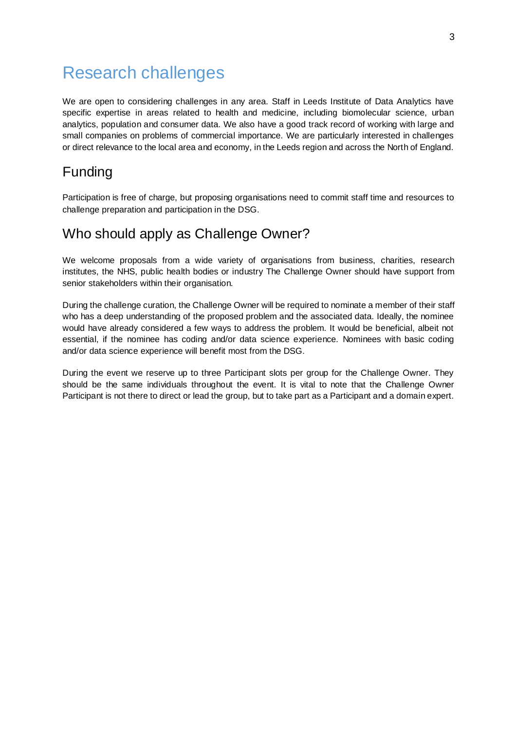# Research challenges

We are open to considering challenges in any area. Staff in Leeds Institute of Data Analytics have specific expertise in areas related to health and medicine, including biomolecular science, urban analytics, population and consumer data. We also have a good track record of working with large and small companies on problems of commercial importance. We are particularly interested in challenges or direct relevance to the local area and economy, in the Leeds region and across the North of England.

## Funding

Participation is free of charge, but proposing organisations need to commit staff time and resources to challenge preparation and participation in the DSG.

## Who should apply as Challenge Owner?

We welcome proposals from a wide variety of organisations from business, charities, research institutes, the NHS, public health bodies or industry The Challenge Owner should have support from senior stakeholders within their organisation.

During the challenge curation, the Challenge Owner will be required to nominate a member of their staff who has a deep understanding of the proposed problem and the associated data. Ideally, the nominee would have already considered a few ways to address the problem. It would be beneficial, albeit not essential, if the nominee has coding and/or data science experience. Nominees with basic coding and/or data science experience will benefit most from the DSG.

During the event we reserve up to three Participant slots per group for the Challenge Owner. They should be the same individuals throughout the event. It is vital to note that the Challenge Owner Participant is not there to direct or lead the group, but to take part as a Participant and a domain expert.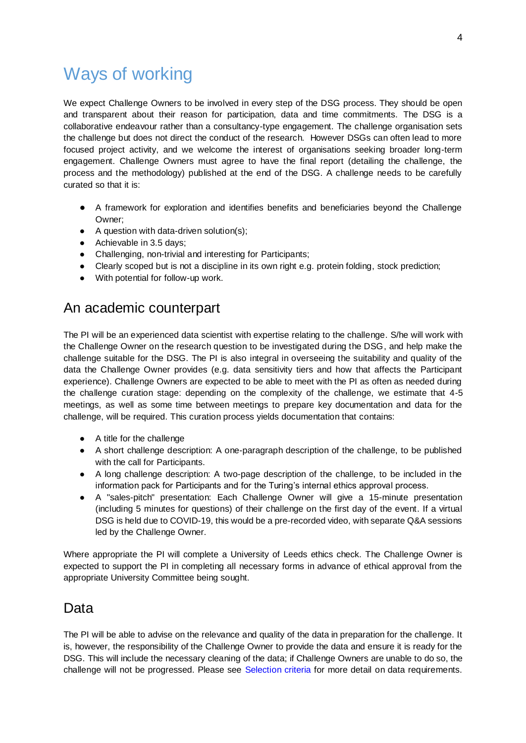# Ways of working

We expect Challenge Owners to be involved in every step of the DSG process. They should be open and transparent about their reason for participation, data and time commitments. The DSG is a collaborative endeavour rather than a consultancy-type engagement. The challenge organisation sets the challenge but does not direct the conduct of the research. However DSGs can often lead to more focused project activity, and we welcome the interest of organisations seeking broader long-term engagement. Challenge Owners must agree to have the final report (detailing the challenge, the process and the methodology) published at the end of the DSG. A challenge needs to be carefully curated so that it is:

- A framework for exploration and identifies benefits and beneficiaries beyond the Challenge Owner;
- A question with data-driven solution(s);
- Achievable in 3.5 days;
- Challenging, non-trivial and interesting for Participants;
- Clearly scoped but is not a discipline in its own right e.g. protein folding, stock prediction;
- With potential for follow-up work.

## An academic counterpart

The PI will be an experienced data scientist with expertise relating to the challenge. S/he will work with the Challenge Owner on the research question to be investigated during the DSG, and help make the challenge suitable for the DSG. The PI is also integral in overseeing the suitability and quality of the data the Challenge Owner provides (e.g. data sensitivity tiers and how that affects the Participant experience). Challenge Owners are expected to be able to meet with the PI as often as needed during the challenge curation stage: depending on the complexity of the challenge, we estimate that 4-5 meetings, as well as some time between meetings to prepare key documentation and data for the challenge, will be required. This curation process yields documentation that contains:

- A title for the challenge
- A short challenge description: A one-paragraph description of the challenge, to be published with the call for Participants.
- A long challenge description: A two-page description of the challenge, to be included in the information pack for Participants and for the Turing's internal ethics approval process.
- A "sales-pitch" presentation: Each Challenge Owner will give a 15-minute presentation (including 5 minutes for questions) of their challenge on the first day of the event. If a virtual DSG is held due to COVID-19, this would be a pre-recorded video, with separate Q&A sessions led by the Challenge Owner.

Where appropriate the PI will complete a University of Leeds ethics check. The Challenge Owner is expected to support the PI in completing all necessary forms in advance of ethical approval from the appropriate University Committee being sought.

## Data

The PI will be able to advise on the relevance and quality of the data in preparation for the challenge. It is, however, the responsibility of the Challenge Owner to provide the data and ensure it is ready for the DSG. This will include the necessary cleaning of the data; if Challenge Owners are unable to do so, the challenge will not be progressed. Please see Selection criteria for more detail on data requirements.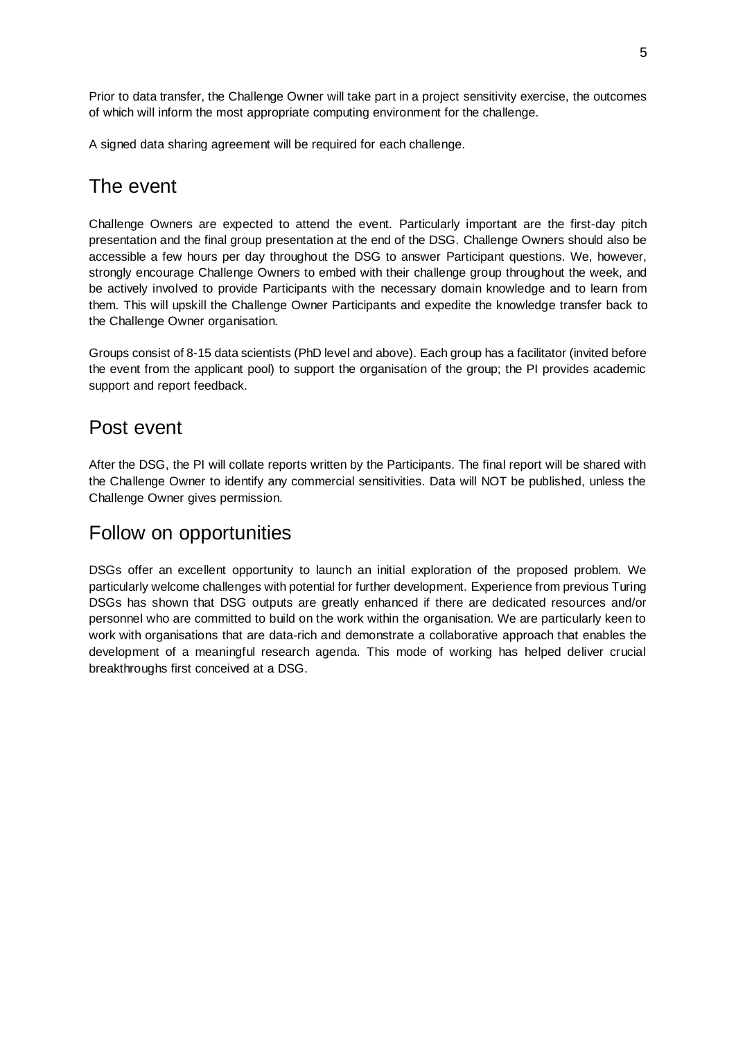Prior to data transfer, the Challenge Owner will take part in a project sensitivity exercise, the outcomes of which will inform the most appropriate computing environment for the challenge.

A signed data sharing agreement will be required for each challenge.

## The event

Challenge Owners are expected to attend the event. Particularly important are the first-day pitch presentation and the final group presentation at the end of the DSG. Challenge Owners should also be accessible a few hours per day throughout the DSG to answer Participant questions. We, however, strongly encourage Challenge Owners to embed with their challenge group throughout the week, and be actively involved to provide Participants with the necessary domain knowledge and to learn from them. This will upskill the Challenge Owner Participants and expedite the knowledge transfer back to the Challenge Owner organisation.

Groups consist of 8-15 data scientists (PhD level and above). Each group has a facilitator (invited before the event from the applicant pool) to support the organisation of the group; the PI provides academic support and report feedback.

## Post event

After the DSG, the PI will collate reports written by the Participants. The final report will be shared with the Challenge Owner to identify any commercial sensitivities. Data will NOT be published, unless the Challenge Owner gives permission.

## Follow on opportunities

DSGs offer an excellent opportunity to launch an initial exploration of the proposed problem. We particularly welcome challenges with potential for further development. Experience from previous Turing DSGs has shown that DSG outputs are greatly enhanced if there are dedicated resources and/or personnel who are committed to build on the work within the organisation. We are particularly keen to work with organisations that are data-rich and demonstrate a collaborative approach that enables the development of a meaningful research agenda. This mode of working has helped deliver crucial breakthroughs first conceived at a DSG.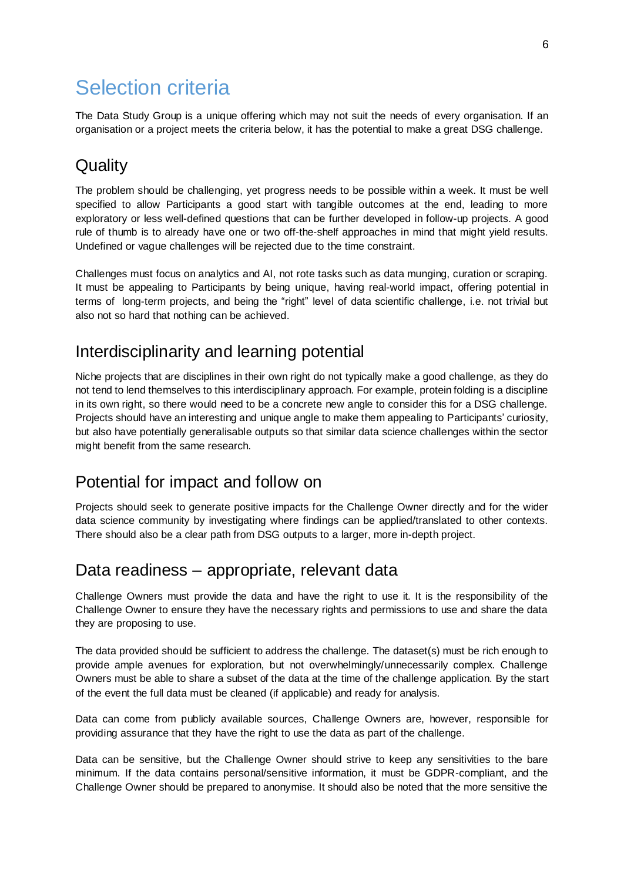# Selection criteria

The Data Study Group is a unique offering which may not suit the needs of every organisation. If an organisation or a project meets the criteria below, it has the potential to make a great DSG challenge.

## Quality

The problem should be challenging, yet progress needs to be possible within a week. It must be well specified to allow Participants a good start with tangible outcomes at the end, leading to more exploratory or less well-defined questions that can be further developed in follow-up projects. A good rule of thumb is to already have one or two off-the-shelf approaches in mind that might yield results. Undefined or vague challenges will be rejected due to the time constraint.

Challenges must focus on analytics and AI, not rote tasks such as data munging, curation or scraping. It must be appealing to Participants by being unique, having real-world impact, offering potential in terms of long-term projects, and being the "right" level of data scientific challenge, i.e. not trivial but also not so hard that nothing can be achieved.

## Interdisciplinarity and learning potential

Niche projects that are disciplines in their own right do not typically make a good challenge, as they do not tend to lend themselves to this interdisciplinary approach. For example, protein folding is a discipline in its own right, so there would need to be a concrete new angle to consider this for a DSG challenge. Projects should have an interesting and unique angle to make them appealing to Participants' curiosity, but also have potentially generalisable outputs so that similar data science challenges within the sector might benefit from the same research.

## Potential for impact and follow on

Projects should seek to generate positive impacts for the Challenge Owner directly and for the wider data science community by investigating where findings can be applied/translated to other contexts. There should also be a clear path from DSG outputs to a larger, more in-depth project.

## Data readiness – appropriate, relevant data

Challenge Owners must provide the data and have the right to use it. It is the responsibility of the Challenge Owner to ensure they have the necessary rights and permissions to use and share the data they are proposing to use.

The data provided should be sufficient to address the challenge. The dataset(s) must be rich enough to provide ample avenues for exploration, but not overwhelmingly/unnecessarily complex. Challenge Owners must be able to share a subset of the data at the time of the challenge application. By the start of the event the full data must be cleaned (if applicable) and ready for analysis.

Data can come from publicly available sources, Challenge Owners are, however, responsible for providing assurance that they have the right to use the data as part of the challenge.

Data can be sensitive, but the Challenge Owner should strive to keep any sensitivities to the bare minimum. If the data contains personal/sensitive information, it must be GDPR-compliant, and the Challenge Owner should be prepared to anonymise. It should also be noted that the more sensitive the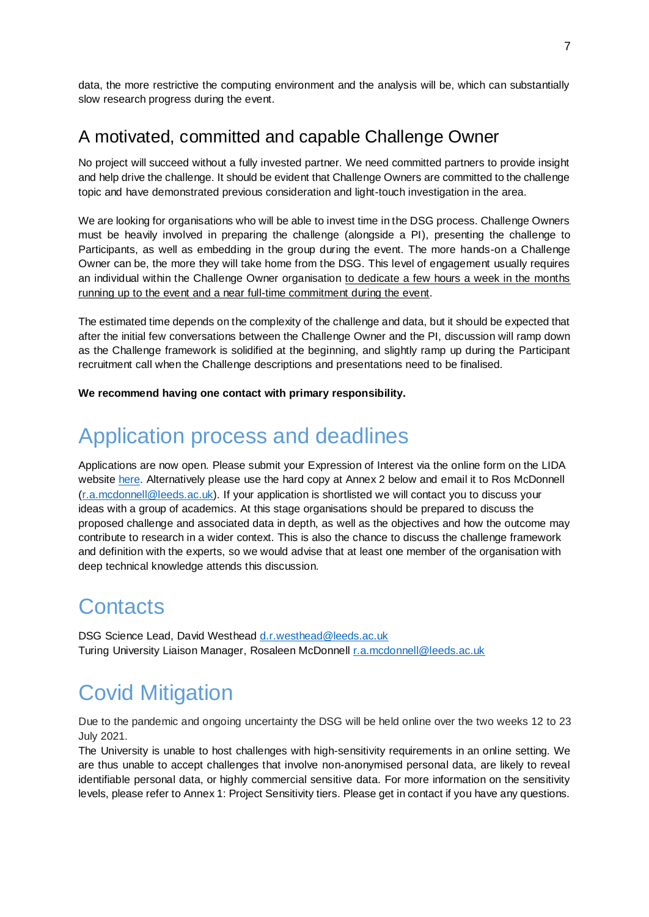data, the more restrictive the computing environment and the analysis will be, which can substantially slow research progress during the event.

## A motivated, committed and capable Challenge Owner

No project will succeed without a fully invested partner. We need committed partners to provide insight and help drive the challenge. It should be evident that Challenge Owners are committed to the challenge topic and have demonstrated previous consideration and light-touch investigation in the area.

We are looking for organisations who will be able to invest time in the DSG process. Challenge Owners must be heavily involved in preparing the challenge (alongside a PI), presenting the challenge to Participants, as well as embedding in the group during the event. The more hands-on a Challenge Owner can be, the more they will take home from the DSG. This level of engagement usually requires an individual within the Challenge Owner organisation to dedicate a few hours a week in the months running up to the event and a near full-time commitment during the event.

The estimated time depends on the complexity of the challenge and data, but it should be expected that after the initial few conversations between the Challenge Owner and the PI, discussion will ramp down as the Challenge framework is solidified at the beginning, and slightly ramp up during the Participant recruitment call when the Challenge descriptions and presentations need to be finalised.

**We recommend having one contact with primary responsibility.**

# Application process and deadlines

Applications are now open. Please submit your Expression of Interest via the online form on the LIDA website here. Alternatively please use the hard copy at Annex 2 below and email it to Ros McDonnell (r.a.mcdonnell@leeds.ac.uk). If your application is shortlisted we will contact you to discuss your ideas with a group of academics. At this stage organisations should be prepared to discuss the proposed challenge and associated data in depth, as well as the objectives and how the outcome may contribute to research in a wider context. This is also the chance to discuss the challenge framework and definition with the experts, so we would advise that at least one member of the organisation with deep technical knowledge attends this discussion.

# Contacts

DSG Science Lead, David Westhead d.r.westhead@leeds.ac.uk
Turing University Liaison Manager, Rosaleen McDonnell r.a.mcdonnell@leeds.ac.uk

# Covid Mitigation

Due to the pandemic and ongoing uncertainty the DSG will be held online over the two weeks 12 to 23 July 2021.
The University is unable to host challenges with high-sensitivity requirements in an online setting. We are thus unable to accept challenges that involve non-anonymised personal data, are likely to reveal identifiable personal data, or highly commercial sensitive data. For more information on the sensitivity levels, please refer to Annex 1: Project Sensitivity tiers. Please get in contact if you have any questions.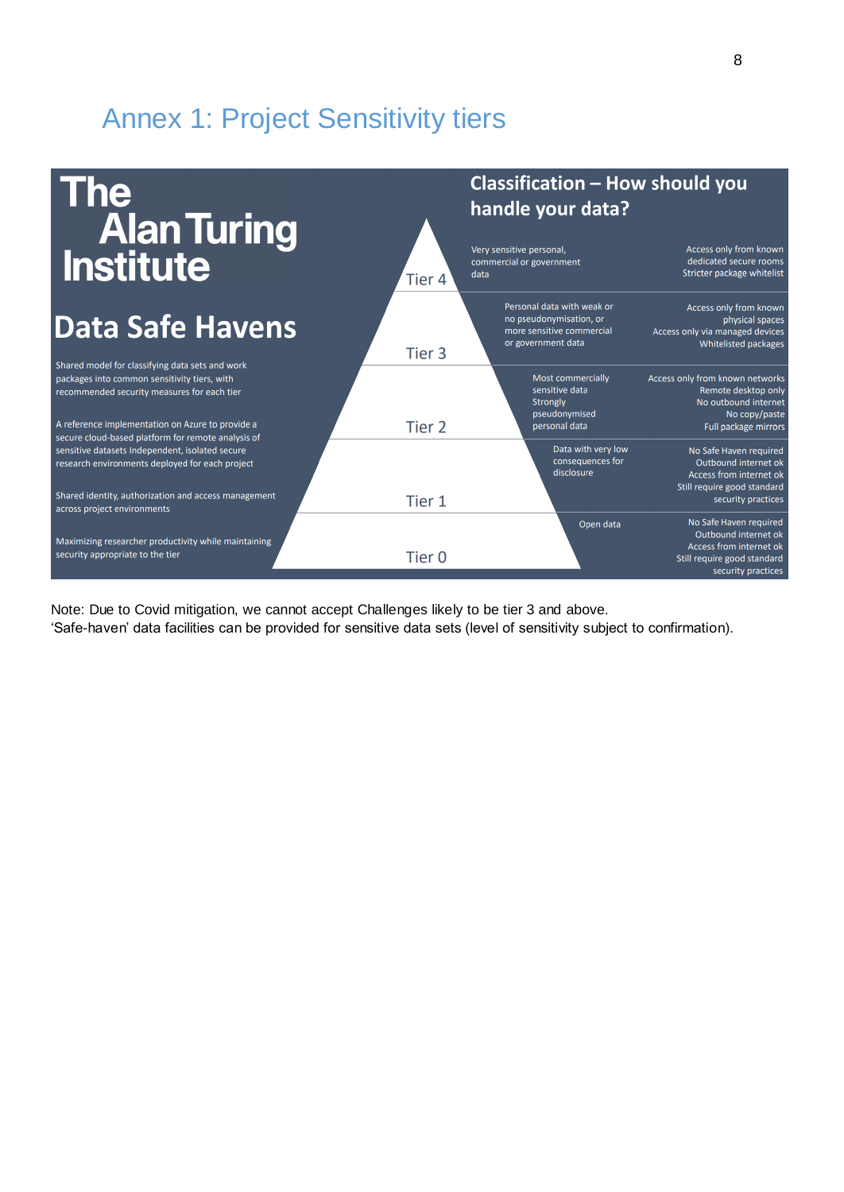# Annex 1: Project Sensitivity tiers

**The Alan Turing Institute**

## Data Safe Havens

Shared model for classifying data sets and work packages into common sensitivity tiers, with recommended security measures for each tier

A reference implementation on Azure to provide a secure cloud-based platform for remote analysis of sensitive datasets Independent, isolated secure research environments deployed for each project

Shared identity, authorization and access management across project environments

Maximizing researcher productivity while maintaining security appropriate to the tier

### Classification – How should you handle your data?

| Tier | Data | Handling |
|---|---|---|
| Tier 4 | Very sensitive personal, commercial or government data | Access only from known dedicated secure rooms<br>Stricter package whitelist |
| Tier 3 | Personal data with weak or no pseudonymisation, or more sensitive commercial or government data | Access only from known physical spaces<br>Access only via managed devices<br>Whitelisted packages |
| Tier 2 | Most commercially sensitive data<br>Strongly pseudonymised personal data | Access only from known networks<br>Remote desktop only<br>No outbound internet<br>No copy/paste<br>Full package mirrors |
| Tier 1 | Data with very low consequences for disclosure | No Safe Haven required<br>Outbound internet ok<br>Access from internet ok<br>Still require good standard security practices |
| Tier 0 | Open data | No Safe Haven required<br>Outbound internet ok<br>Access from internet ok<br>Still require good standard security practices |

Note: Due to Covid mitigation, we cannot accept Challenges likely to be tier 3 and above.
'Safe-haven' data facilities can be provided for sensitive data sets (level of sensitivity subject to confirmation).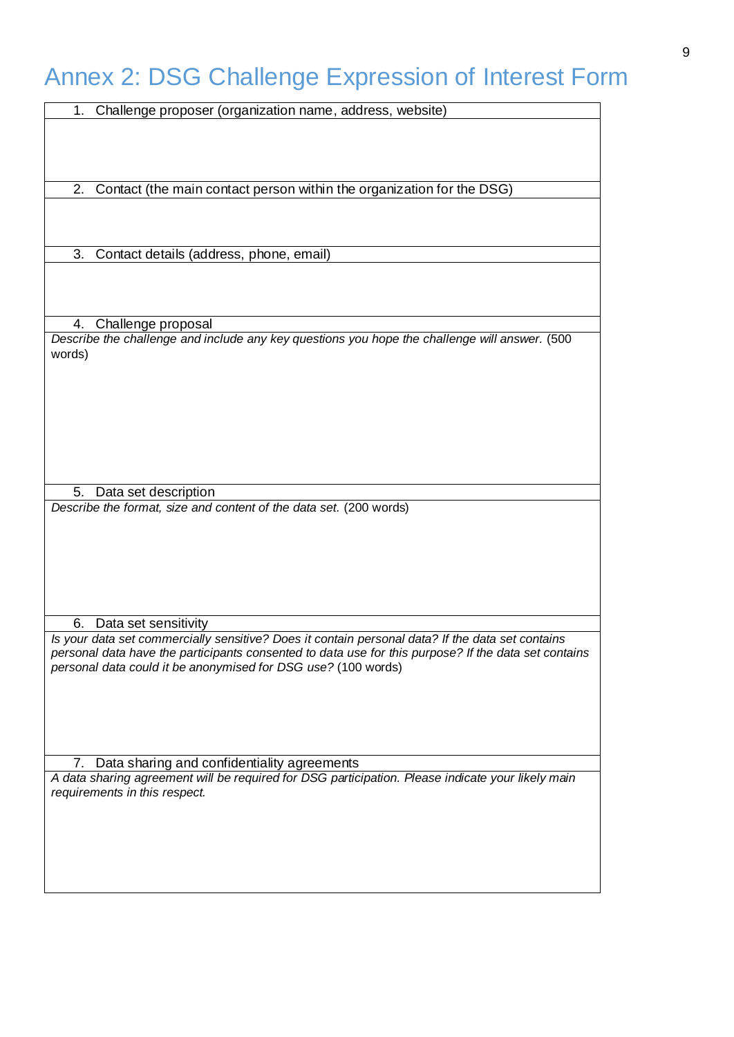# Annex 2: DSG Challenge Expression of Interest Form

1. Challenge proposer (organization name, address, website)

2. Contact (the main contact person within the organization for the DSG)

3. Contact details (address, phone, email)

4. Challenge proposal

*Describe the challenge and include any key questions you hope the challenge will answer.* (500 words)

5. Data set description

*Describe the format, size and content of the data set.* (200 words)

6. Data set sensitivity

*Is your data set commercially sensitive? Does it contain personal data? If the data set contains personal data have the participants consented to data use for this purpose? If the data set contains personal data could it be anonymised for DSG use?* (100 words)

7. Data sharing and confidentiality agreements

*A data sharing agreement will be required for DSG participation. Please indicate your likely main requirements in this respect.*